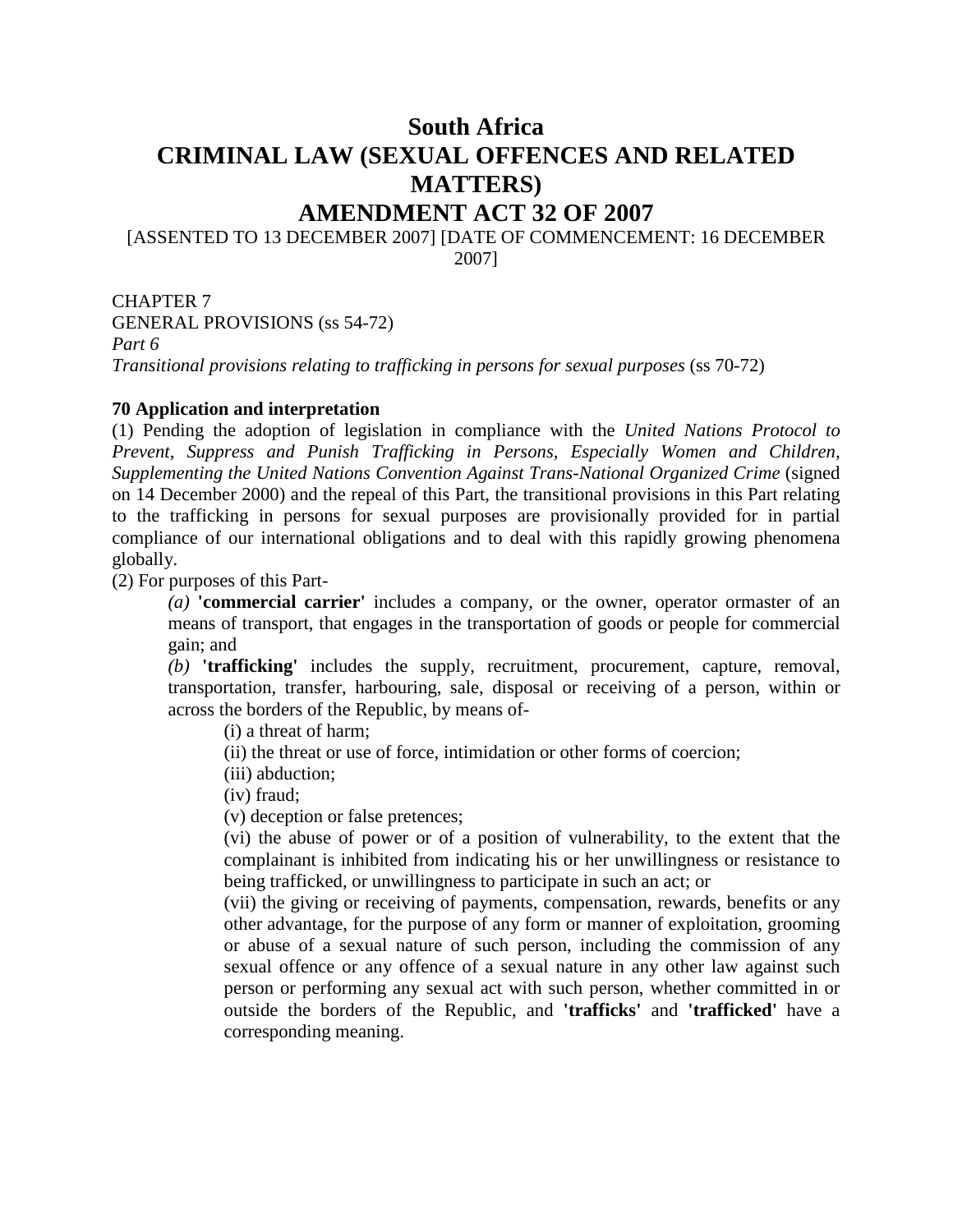# South Africa
# CRIMINAL LAW (SEXUAL OFFENCES AND RELATED MATTERS) AMENDMENT ACT 32 OF 2007

[ASSENTED TO 13 DECEMBER 2007] [DATE OF COMMENCEMENT: 16 DECEMBER 2007]

CHAPTER 7

GENERAL PROVISIONS (ss 54-72)

*Part 6*

*Transitional provisions relating to trafficking in persons for sexual purposes* (ss 70-72)

**70 Application and interpretation**

(1) Pending the adoption of legislation in compliance with the *United Nations Protocol to Prevent, Suppress and Punish Trafficking in Persons, Especially Women and Children, Supplementing the United Nations Convention Against Trans-National Organized Crime* (signed on 14 December 2000) and the repeal of this Part, the transitional provisions in this Part relating to the trafficking in persons for sexual purposes are provisionally provided for in partial compliance of our international obligations and to deal with this rapidly growing phenomena globally.

(2) For purposes of this Part-

> *(a)* **'commercial carrier'** includes a company, or the owner, operator ormaster of an means of transport, that engages in the transportation of goods or people for commercial gain; and
>
> *(b)* **'trafficking'** includes the supply, recruitment, procurement, capture, removal, transportation, transfer, harbouring, sale, disposal or receiving of a person, within or across the borders of the Republic, by means of-
>
> > (i) a threat of harm;
> >
> > (ii) the threat or use of force, intimidation or other forms of coercion;
> >
> > (iii) abduction;
> >
> > (iv) fraud;
> >
> > (v) deception or false pretences;
> >
> > (vi) the abuse of power or of a position of vulnerability, to the extent that the complainant is inhibited from indicating his or her unwillingness or resistance to being trafficked, or unwillingness to participate in such an act; or
> >
> > (vii) the giving or receiving of payments, compensation, rewards, benefits or any other advantage, for the purpose of any form or manner of exploitation, grooming or abuse of a sexual nature of such person, including the commission of any sexual offence or any offence of a sexual nature in any other law against such person or performing any sexual act with such person, whether committed in or outside the borders of the Republic, and **'trafficks'** and **'trafficked'** have a corresponding meaning.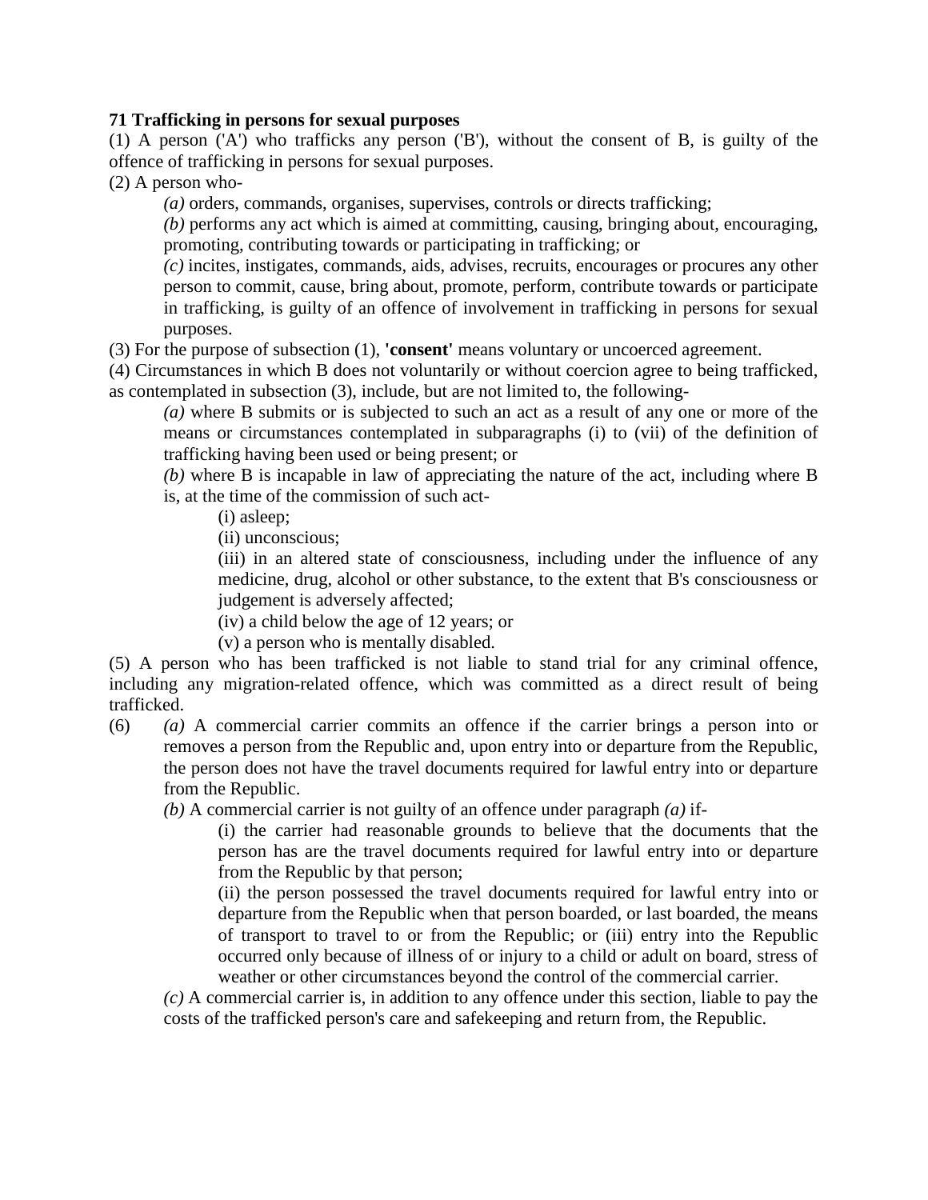**71 Trafficking in persons for sexual purposes**

(1) A person ('A') who trafficks any person ('B'), without the consent of B, is guilty of the offence of trafficking in persons for sexual purposes.

(2) A person who-

> *(a)* orders, commands, organises, supervises, controls or directs trafficking;
>
> *(b)* performs any act which is aimed at committing, causing, bringing about, encouraging, promoting, contributing towards or participating in trafficking; or
>
> *(c)* incites, instigates, commands, aids, advises, recruits, encourages or procures any other person to commit, cause, bring about, promote, perform, contribute towards or participate in trafficking, is guilty of an offence of involvement in trafficking in persons for sexual purposes.

(3) For the purpose of subsection (1), **'consent'** means voluntary or uncoerced agreement.

(4) Circumstances in which B does not voluntarily or without coercion agree to being trafficked, as contemplated in subsection (3), include, but are not limited to, the following-

> *(a)* where B submits or is subjected to such an act as a result of any one or more of the means or circumstances contemplated in subparagraphs (i) to (vii) of the definition of trafficking having been used or being present; or
>
> *(b)* where B is incapable in law of appreciating the nature of the act, including where B is, at the time of the commission of such act-
>
> > (i) asleep;
> >
> > (ii) unconscious;
> >
> > (iii) in an altered state of consciousness, including under the influence of any medicine, drug, alcohol or other substance, to the extent that B's consciousness or judgement is adversely affected;
> >
> > (iv) a child below the age of 12 years; or
> >
> > (v) a person who is mentally disabled.

(5) A person who has been trafficked is not liable to stand trial for any criminal offence, including any migration-related offence, which was committed as a direct result of being trafficked.

(6) *(a)* A commercial carrier commits an offence if the carrier brings a person into or removes a person from the Republic and, upon entry into or departure from the Republic, the person does not have the travel documents required for lawful entry into or departure from the Republic.

> *(b)* A commercial carrier is not guilty of an offence under paragraph *(a)* if-
>
> > (i) the carrier had reasonable grounds to believe that the documents that the person has are the travel documents required for lawful entry into or departure from the Republic by that person;
> >
> > (ii) the person possessed the travel documents required for lawful entry into or departure from the Republic when that person boarded, or last boarded, the means of transport to travel to or from the Republic; or (iii) entry into the Republic occurred only because of illness of or injury to a child or adult on board, stress of weather or other circumstances beyond the control of the commercial carrier.
>
> *(c)* A commercial carrier is, in addition to any offence under this section, liable to pay the costs of the trafficked person's care and safekeeping and return from, the Republic.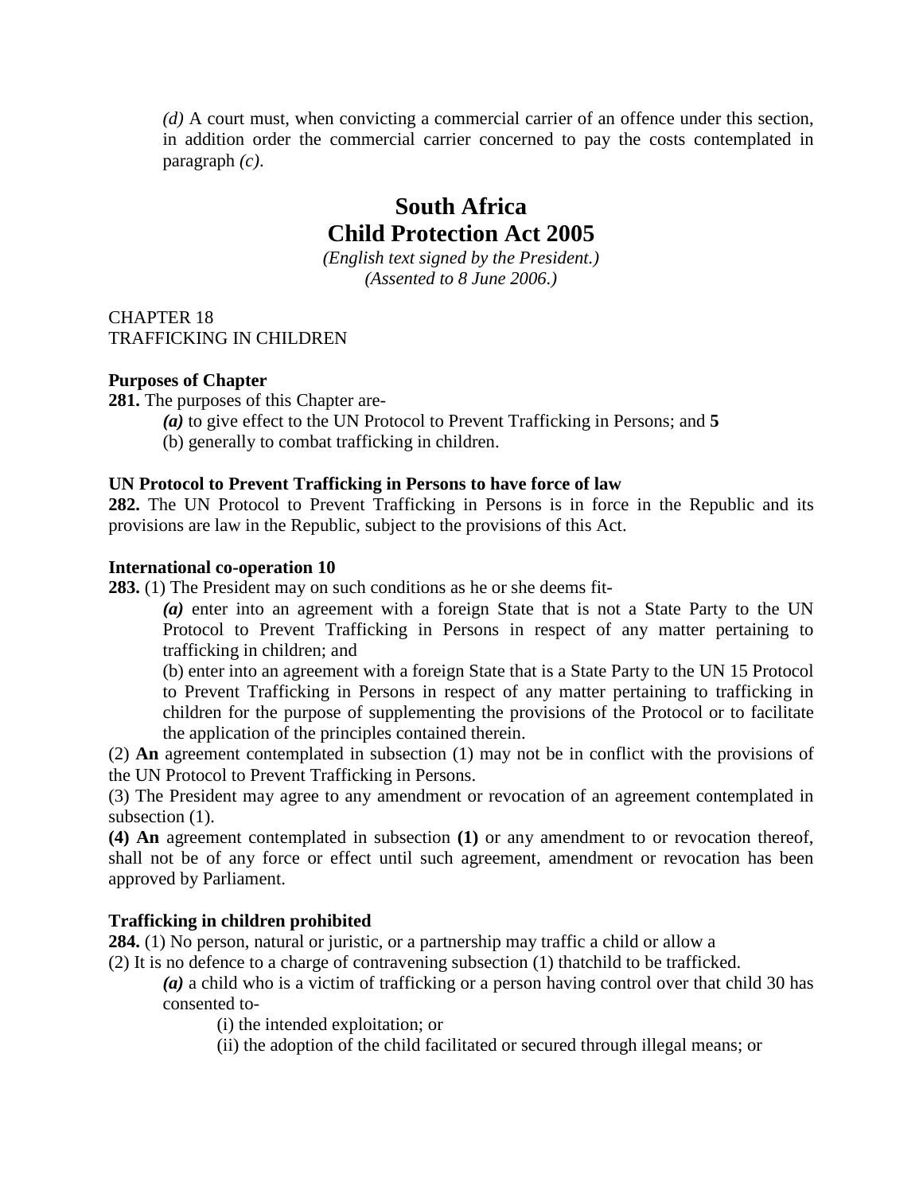*(d)* A court must, when convicting a commercial carrier of an offence under this section, in addition order the commercial carrier concerned to pay the costs contemplated in paragraph *(c)*.

# South Africa
# Child Protection Act 2005

*(English text signed by the President.)*
*(Assented to 8 June 2006.)*

CHAPTER 18
TRAFFICKING IN CHILDREN

**Purposes of Chapter**

**281.** The purposes of this Chapter are-

> ***(a)*** to give effect to the UN Protocol to Prevent Trafficking in Persons; and **5**
> (b) generally to combat trafficking in children.

**UN Protocol to Prevent Trafficking in Persons to have force of law**

**282.** The UN Protocol to Prevent Trafficking in Persons is in force in the Republic and its provisions are law in the Republic, subject to the provisions of this Act.

**International co-operation 10**

**283.** (1) The President may on such conditions as he or she deems fit-

> ***(a)*** enter into an agreement with a foreign State that is not a State Party to the UN Protocol to Prevent Trafficking in Persons in respect of any matter pertaining to trafficking in children; and
> (b) enter into an agreement with a foreign State that is a State Party to the UN 15 Protocol to Prevent Trafficking in Persons in respect of any matter pertaining to trafficking in children for the purpose of supplementing the provisions of the Protocol or to facilitate the application of the principles contained therein.

(2) **An** agreement contemplated in subsection (1) may not be in conflict with the provisions of the UN Protocol to Prevent Trafficking in Persons.

(3) The President may agree to any amendment or revocation of an agreement contemplated in subsection (1).

**(4) An** agreement contemplated in subsection **(1)** or any amendment to or revocation thereof, shall not be of any force or effect until such agreement, amendment or revocation has been approved by Parliament.

**Trafficking in children prohibited**

**284.** (1) No person, natural or juristic, or a partnership may traffic a child or allow a

(2) It is no defence to a charge of contravening subsection (1) thatchild to be trafficked.

> ***(a)*** a child who is a victim of trafficking or a person having control over that child 30 has consented to-
>
> > (i) the intended exploitation; or
> > (ii) the adoption of the child facilitated or secured through illegal means; or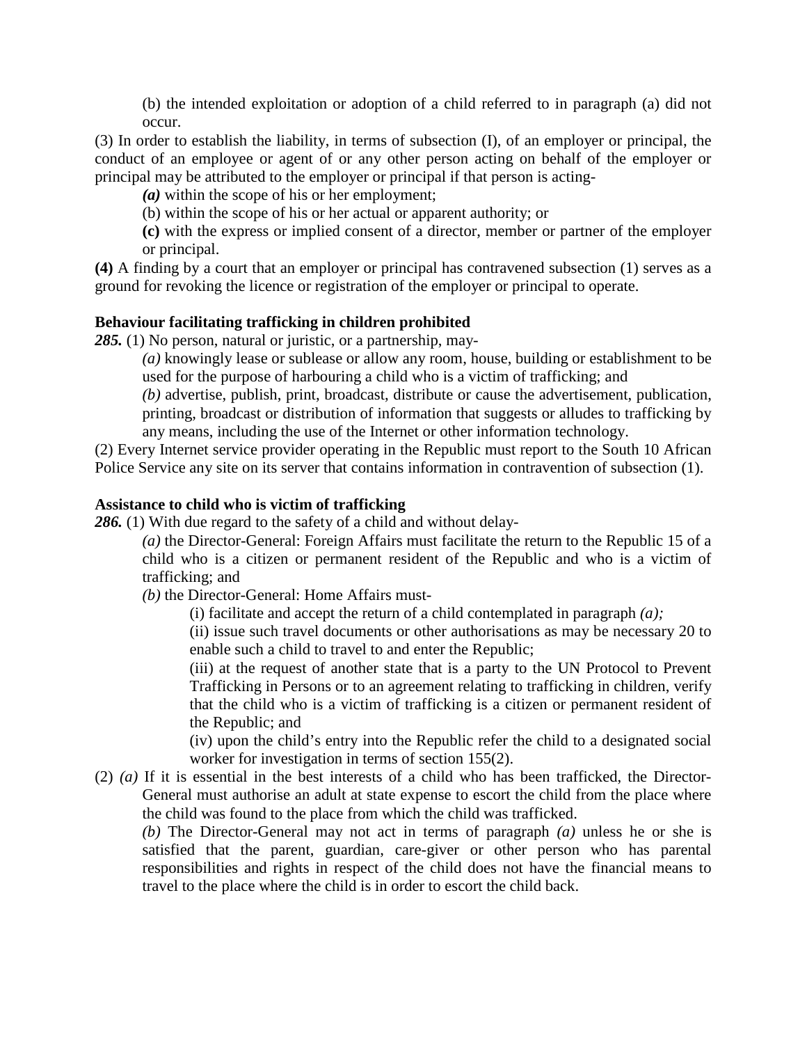(b) the intended exploitation or adoption of a child referred to in paragraph (a) did not occur.

(3) In order to establish the liability, in terms of subsection (I), of an employer or principal, the conduct of an employee or agent of or any other person acting on behalf of the employer or principal may be attributed to the employer or principal if that person is acting-

***(a)*** within the scope of his or her employment;

(b) within the scope of his or her actual or apparent authority; or

**(c)** with the express or implied consent of a director, member or partner of the employer or principal.

**(4)** A finding by a court that an employer or principal has contravened subsection (1) serves as a ground for revoking the licence or registration of the employer or principal to operate.

**Behaviour facilitating trafficking in children prohibited**

***285.*** (1) No person, natural or juristic, or a partnership, may-

*(a)* knowingly lease or sublease or allow any room, house, building or establishment to be used for the purpose of harbouring a child who is a victim of trafficking; and

*(b)* advertise, publish, print, broadcast, distribute or cause the advertisement, publication, printing, broadcast or distribution of information that suggests or alludes to trafficking by any means, including the use of the Internet or other information technology.

(2) Every Internet service provider operating in the Republic must report to the South 10 African Police Service any site on its server that contains information in contravention of subsection (1).

**Assistance to child who is victim of trafficking**

***286.*** (1) With due regard to the safety of a child and without delay-

*(a)* the Director-General: Foreign Affairs must facilitate the return to the Republic 15 of a child who is a citizen or permanent resident of the Republic and who is a victim of trafficking; and

*(b)* the Director-General: Home Affairs must-

(i) facilitate and accept the return of a child contemplated in paragraph *(a);*

(ii) issue such travel documents or other authorisations as may be necessary 20 to enable such a child to travel to and enter the Republic;

(iii) at the request of another state that is a party to the UN Protocol to Prevent Trafficking in Persons or to an agreement relating to trafficking in children, verify that the child who is a victim of trafficking is a citizen or permanent resident of the Republic; and

(iv) upon the child's entry into the Republic refer the child to a designated social worker for investigation in terms of section 155(2).

(2) *(a)* If it is essential in the best interests of a child who has been trafficked, the Director-General must authorise an adult at state expense to escort the child from the place where the child was found to the place from which the child was trafficked.

*(b)* The Director-General may not act in terms of paragraph *(a)* unless he or she is satisfied that the parent, guardian, care-giver or other person who has parental responsibilities and rights in respect of the child does not have the financial means to travel to the place where the child is in order to escort the child back.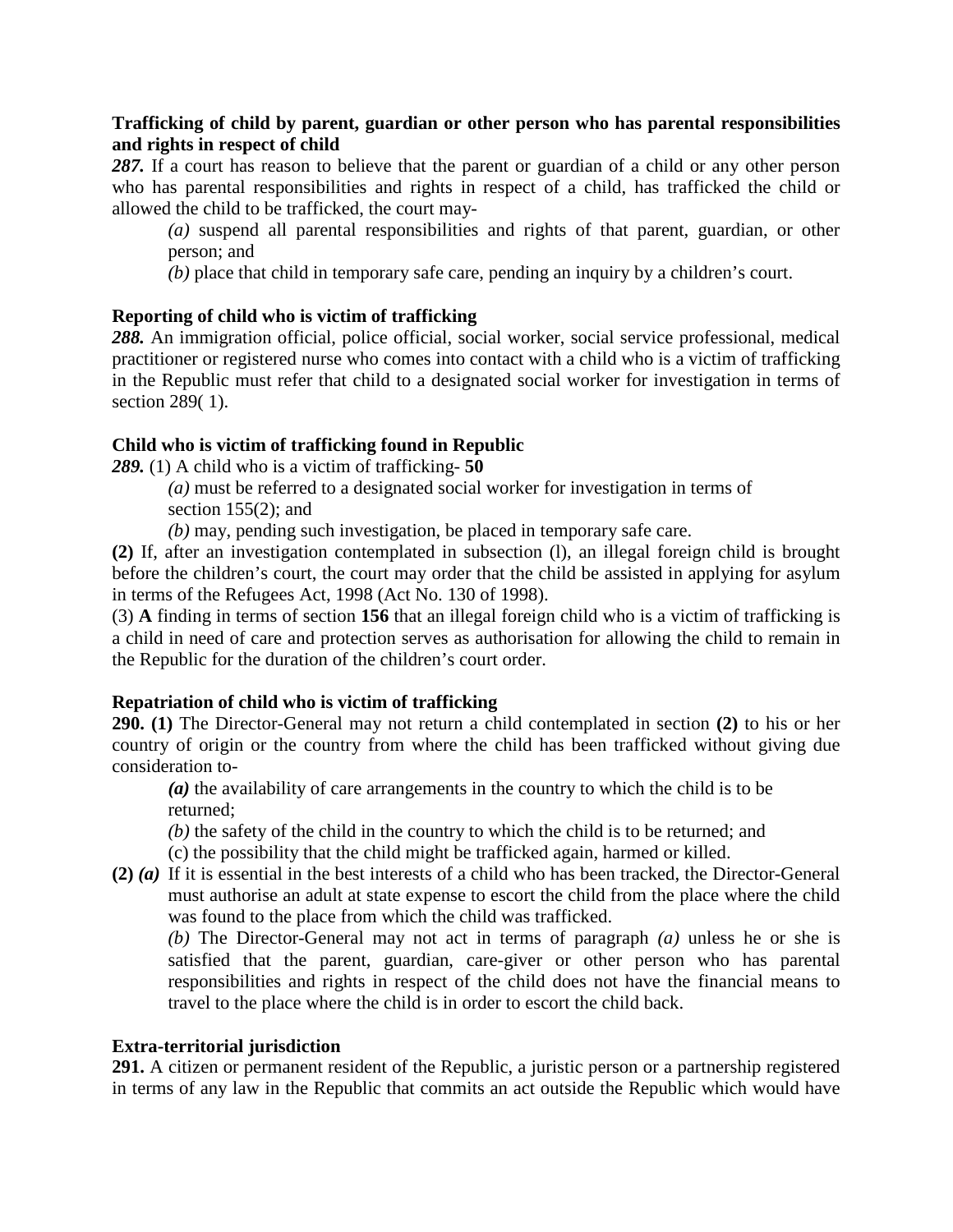**Trafficking of child by parent, guardian or other person who has parental responsibilities and rights in respect of child**

***287.*** If a court has reason to believe that the parent or guardian of a child or any other person who has parental responsibilities and rights in respect of a child, has trafficked the child or allowed the child to be trafficked, the court may-

*(a)* suspend all parental responsibilities and rights of that parent, guardian, or other person; and

*(b)* place that child in temporary safe care, pending an inquiry by a children's court.

**Reporting of child who is victim of trafficking**

***288.*** An immigration official, police official, social worker, social service professional, medical practitioner or registered nurse who comes into contact with a child who is a victim of trafficking in the Republic must refer that child to a designated social worker for investigation in terms of section 289( 1).

**Child who is victim of trafficking found in Republic**

***289.*** (1) A child who is a victim of trafficking- **50**

*(a)* must be referred to a designated social worker for investigation in terms of section 155(2); and

*(b)* may, pending such investigation, be placed in temporary safe care.

**(2)** If, after an investigation contemplated in subsection (l), an illegal foreign child is brought before the children's court, the court may order that the child be assisted in applying for asylum in terms of the Refugees Act, 1998 (Act No. 130 of 1998).

(3) **A** finding in terms of section **156** that an illegal foreign child who is a victim of trafficking is a child in need of care and protection serves as authorisation for allowing the child to remain in the Republic for the duration of the children's court order.

**Repatriation of child who is victim of trafficking**

**290. (1)** The Director-General may not return a child contemplated in section **(2)** to his or her country of origin or the country from where the child has been trafficked without giving due consideration to-

***(a)*** the availability of care arrangements in the country to which the child is to be returned;

*(b)* the safety of the child in the country to which the child is to be returned; and

(c) the possibility that the child might be trafficked again, harmed or killed.

**(2)** ***(a)*** If it is essential in the best interests of a child who has been tracked, the Director-General must authorise an adult at state expense to escort the child from the place where the child was found to the place from which the child was trafficked.

*(b)* The Director-General may not act in terms of paragraph *(a)* unless he or she is satisfied that the parent, guardian, care-giver or other person who has parental responsibilities and rights in respect of the child does not have the financial means to travel to the place where the child is in order to escort the child back.

**Extra-territorial jurisdiction**

**291.** A citizen or permanent resident of the Republic, a juristic person or a partnership registered in terms of any law in the Republic that commits an act outside the Republic which would have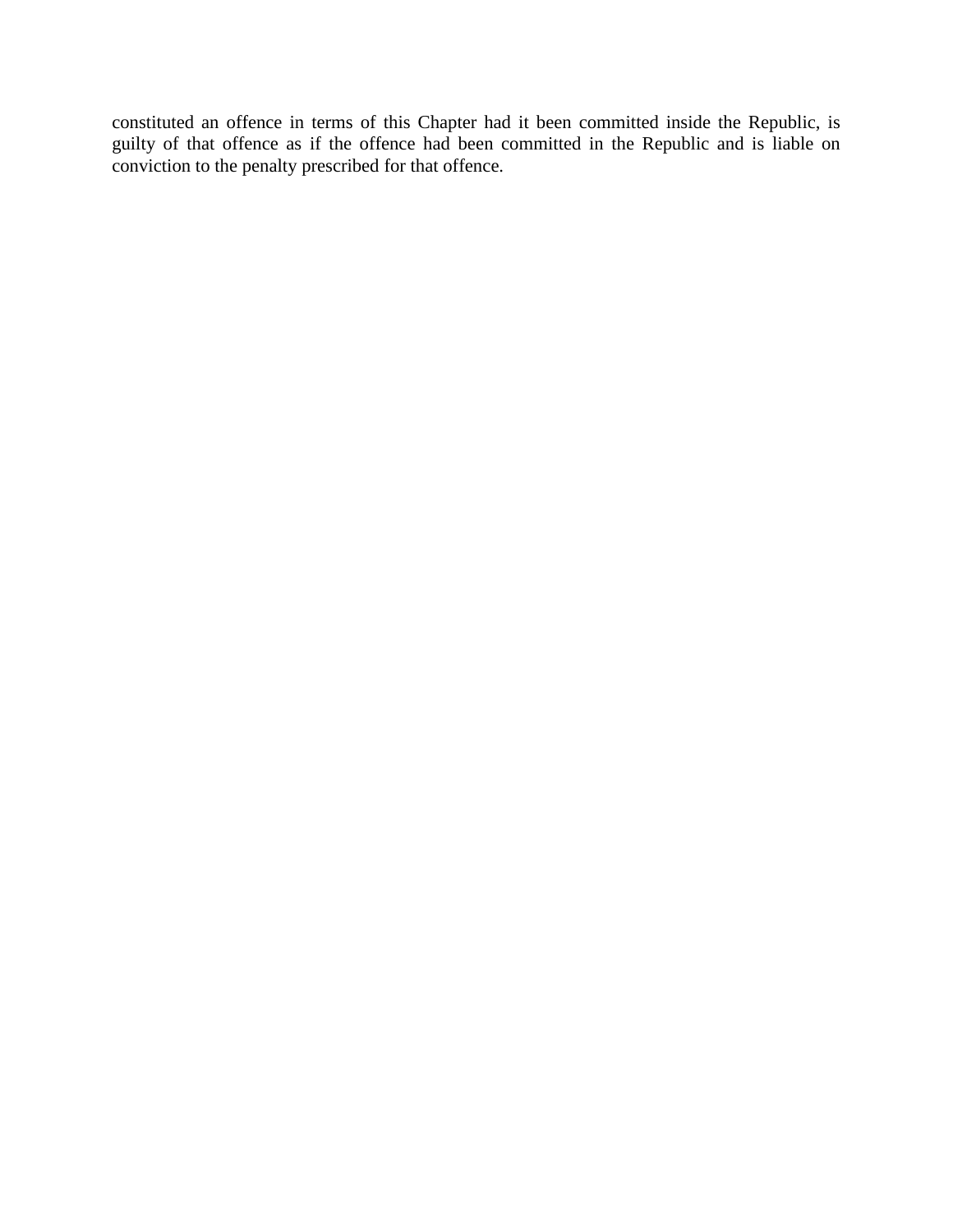constituted an offence in terms of this Chapter had it been committed inside the Republic, is guilty of that offence as if the offence had been committed in the Republic and is liable on conviction to the penalty prescribed for that offence.